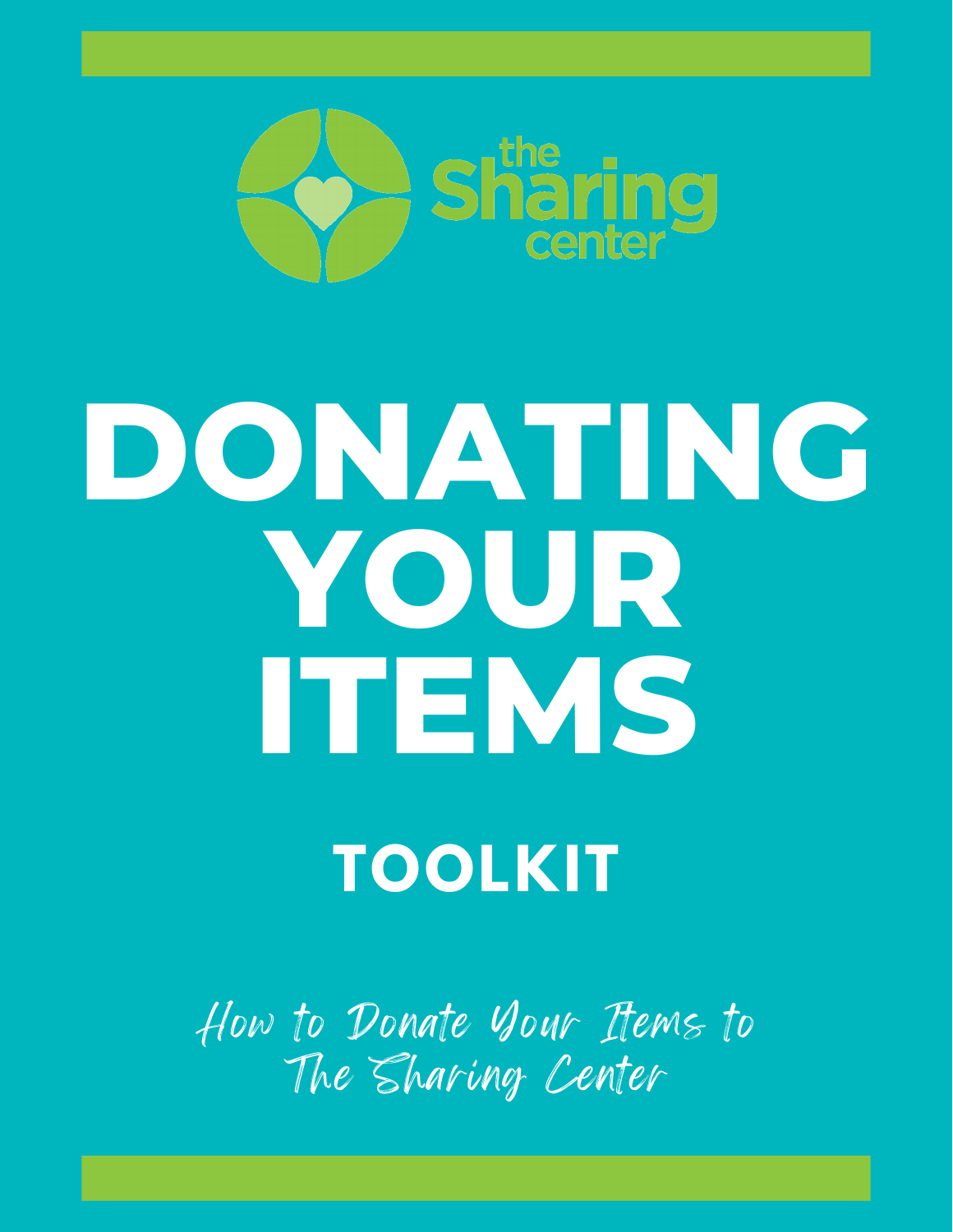the Sharing center

# DONATING YOUR ITEMS

## TOOLKIT

*How to Donate Your Items to The Sharing Center*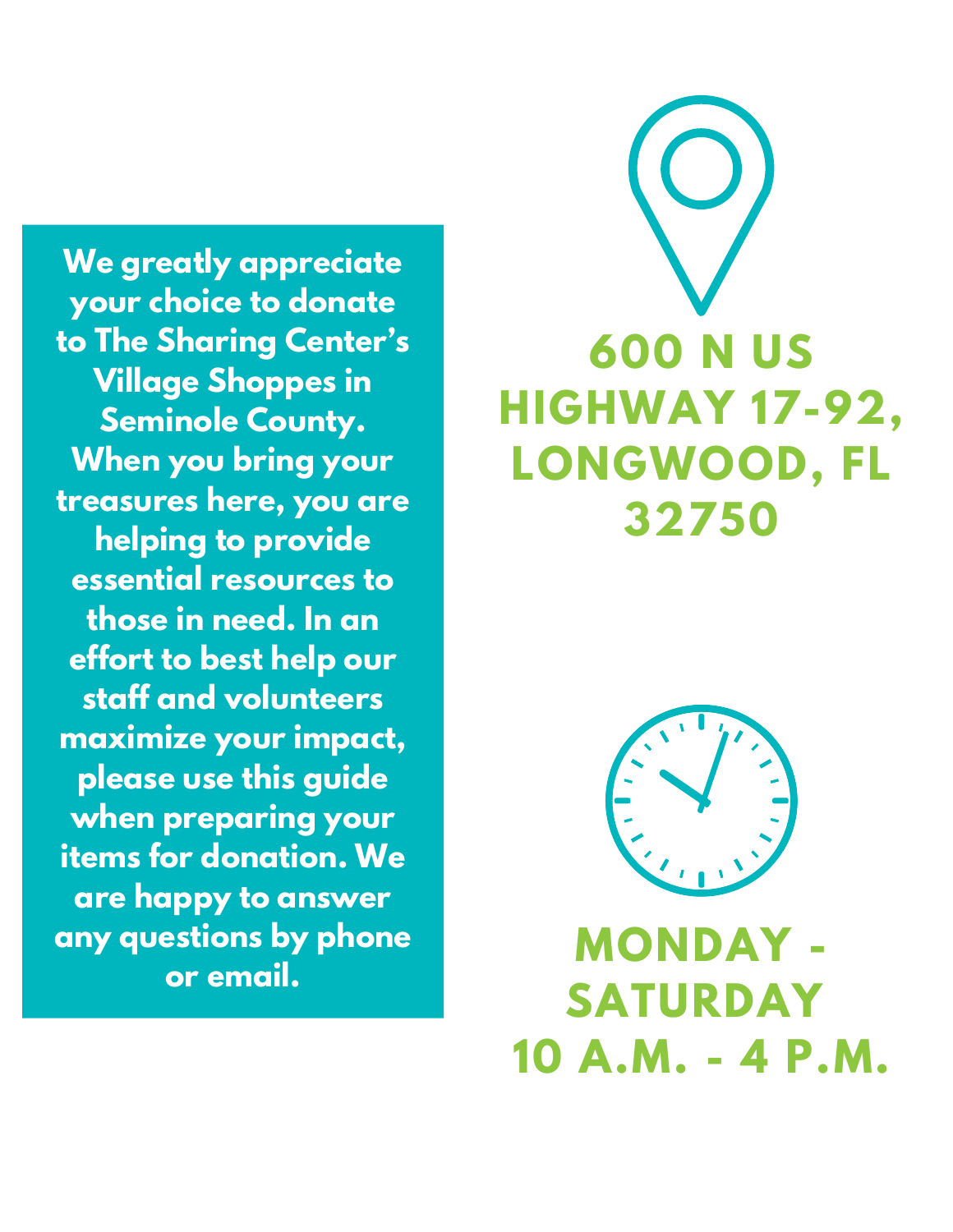**We greatly appreciate your choice to donate to The Sharing Center's Village Shoppes in Seminole County. When you bring your treasures here, you are helping to provide essential resources to those in need. In an effort to best help our staff and volunteers maximize your impact, please use this guide when preparing your items for donation. We are happy to answer any questions by phone or email.**

## 600 N US HIGHWAY 17-92, LONGWOOD, FL 32750

## MONDAY - SATURDAY 10 A.M. - 4 P.M.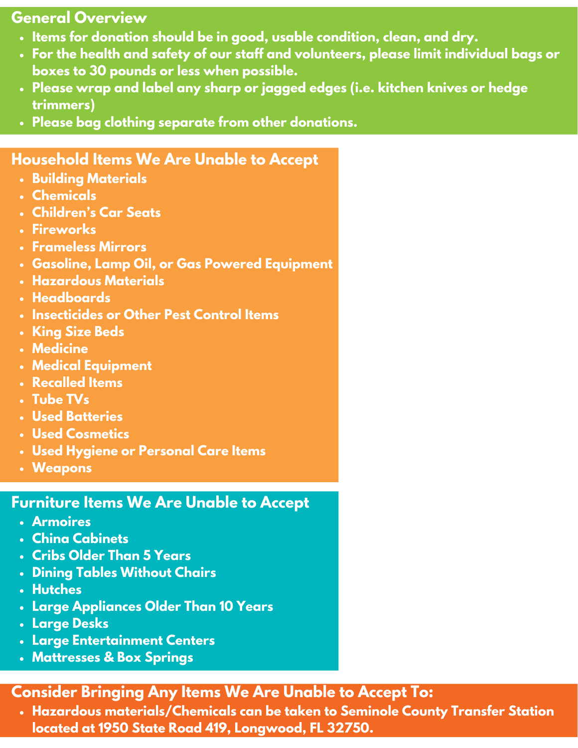## General Overview

- Items for donation should be in good, usable condition, clean, and dry.
- For the health and safety of our staff and volunteers, please limit individual bags or boxes to 30 pounds or less when possible.
- Please wrap and label any sharp or jagged edges (i.e. kitchen knives or hedge trimmers)
- Please bag clothing separate from other donations.

## Household Items We Are Unable to Accept

- Building Materials
- Chemicals
- Children's Car Seats
- Fireworks
- Frameless Mirrors
- Gasoline, Lamp Oil, or Gas Powered Equipment
- Hazardous Materials
- Headboards
- Insecticides or Other Pest Control Items
- King Size Beds
- Medicine
- Medical Equipment
- Recalled Items
- Tube TVs
- Used Batteries
- Used Cosmetics
- Used Hygiene or Personal Care Items
- Weapons

## Furniture Items We Are Unable to Accept

- Armoires
- China Cabinets
- Cribs Older Than 5 Years
- Dining Tables Without Chairs
- Hutches
- Large Appliances Older Than 10 Years
- Large Desks
- Large Entertainment Centers
- Mattresses & Box Springs

## Consider Bringing Any Items We Are Unable to Accept To:

- Hazardous materials/Chemicals can be taken to Seminole County Transfer Station located at 1950 State Road 419, Longwood, FL 32750.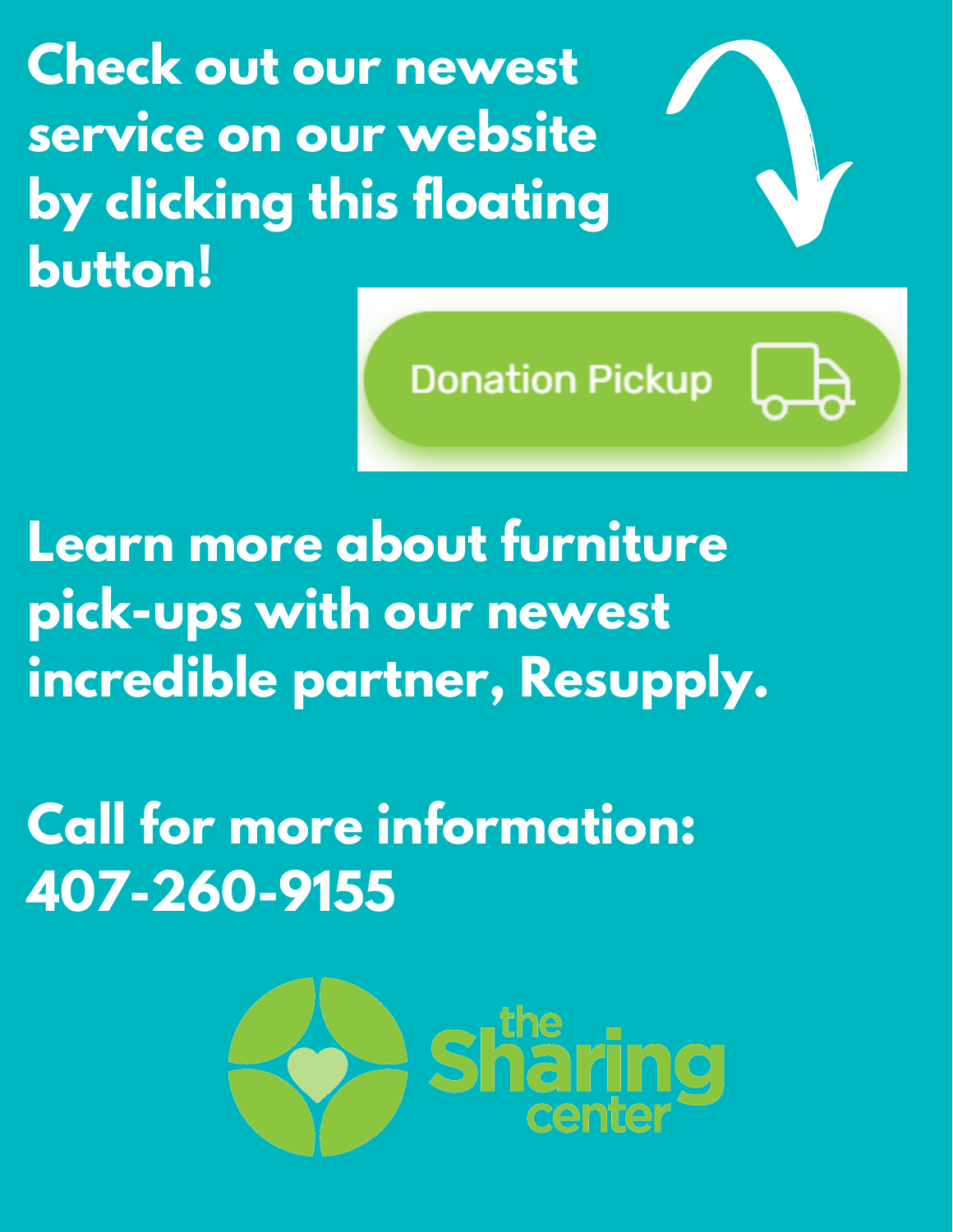**Check out our newest service on our website by clicking this floating button!**

Donation Pickup

**Learn more about furniture pick-ups with our newest incredible partner, Resupply.**

**Call for more information: 407-260-9155**

the Sharing center